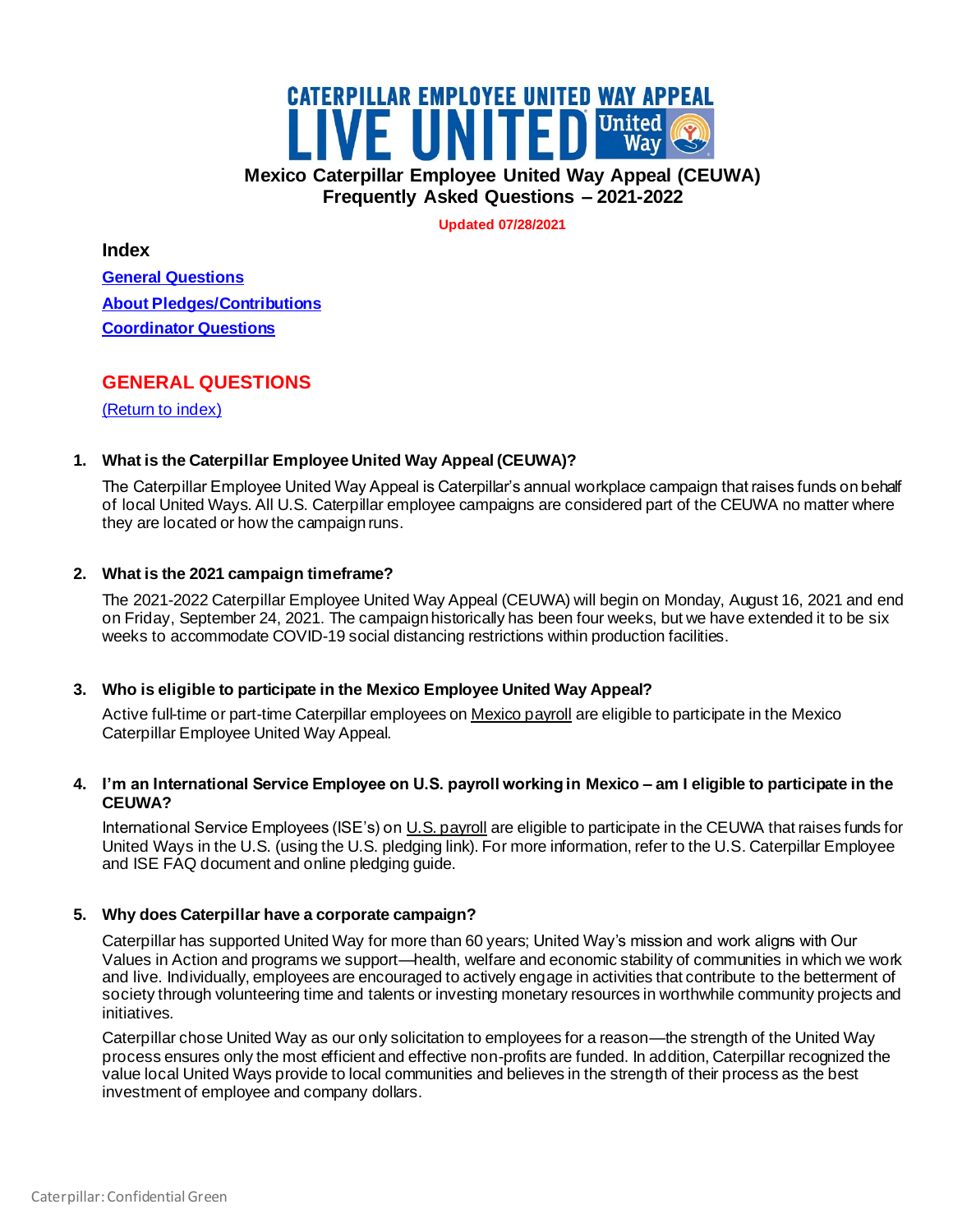# CATERPILLAR EMPLOYEE UNITED WAY APPEAL

# LIVE UNITED

## Mexico Caterpillar Employee United Way Appeal (CEUWA)
## Frequently Asked Questions – 2021-2022

**Updated 07/28/2021**

### Index

[General Questions]()

[About Pledges/Contributions]()

[Coordinator Questions]()

## GENERAL QUESTIONS

[(Return to index)]()

1. **What is the Caterpillar Employee United Way Appeal (CEUWA)?**

   The Caterpillar Employee United Way Appeal is Caterpillar's annual workplace campaign that raises funds on behalf of local United Ways. All U.S. Caterpillar employee campaigns are considered part of the CEUWA no matter where they are located or how the campaign runs.

2. **What is the 2021 campaign timeframe?**

   The 2021-2022 Caterpillar Employee United Way Appeal (CEUWA) will begin on Monday, August 16, 2021 and end on Friday, September 24, 2021. The campaign historically has been four weeks, but we have extended it to be six weeks to accommodate COVID-19 social distancing restrictions within production facilities.

3. **Who is eligible to participate in the Mexico Employee United Way Appeal?**

   Active full-time or part-time Caterpillar employees on Mexico payroll are eligible to participate in the Mexico Caterpillar Employee United Way Appeal.

4. **I'm an International Service Employee on U.S. payroll working in Mexico – am I eligible to participate in the CEUWA?**

   International Service Employees (ISE's) on U.S. payroll are eligible to participate in the CEUWA that raises funds for United Ways in the U.S. (using the U.S. pledging link). For more information, refer to the U.S. Caterpillar Employee and ISE FAQ document and online pledging guide.

5. **Why does Caterpillar have a corporate campaign?**

   Caterpillar has supported United Way for more than 60 years; United Way's mission and work aligns with Our Values in Action and programs we support—health, welfare and economic stability of communities in which we work and live. Individually, employees are encouraged to actively engage in activities that contribute to the betterment of society through volunteering time and talents or investing monetary resources in worthwhile community projects and initiatives.

   Caterpillar chose United Way as our only solicitation to employees for a reason—the strength of the United Way process ensures only the most efficient and effective non-profits are funded. In addition, Caterpillar recognized the value local United Ways provide to local communities and believes in the strength of their process as the best investment of employee and company dollars.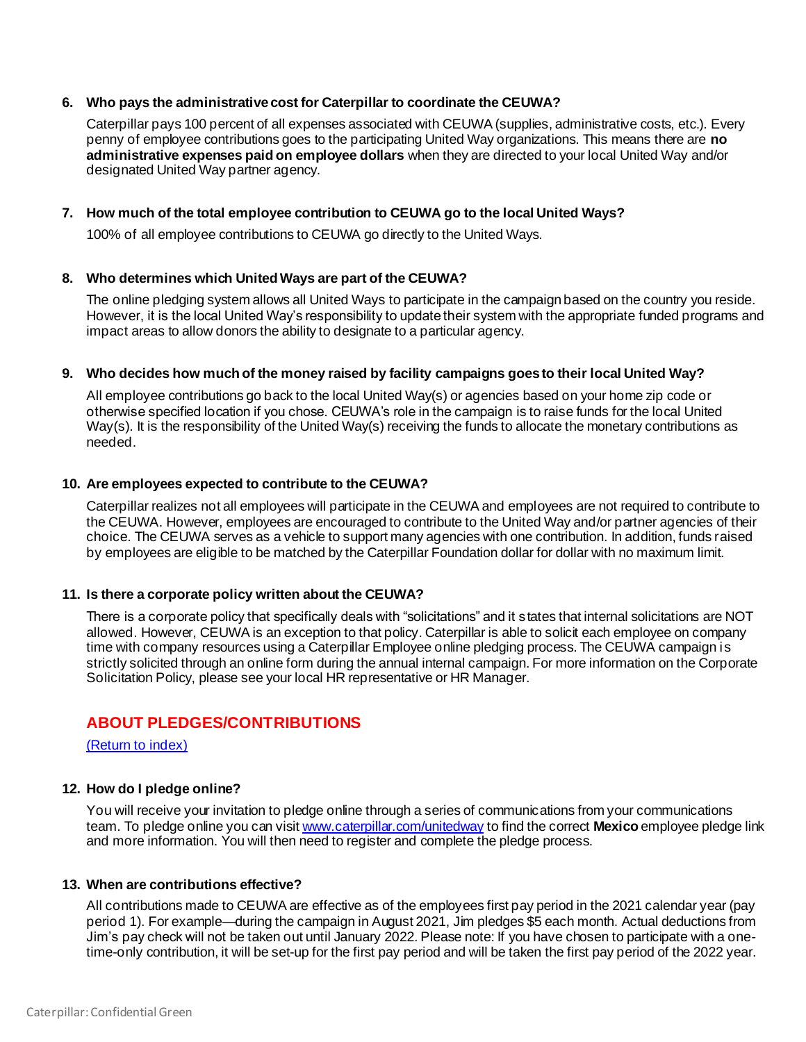6. **Who pays the administrative cost for Caterpillar to coordinate the CEUWA?**

   Caterpillar pays 100 percent of all expenses associated with CEUWA (supplies, administrative costs, etc.). Every penny of employee contributions goes to the participating United Way organizations. This means there are **no administrative expenses paid on employee dollars** when they are directed to your local United Way and/or designated United Way partner agency.

7. **How much of the total employee contribution to CEUWA go to the local United Ways?**

   100% of all employee contributions to CEUWA go directly to the United Ways.

8. **Who determines which United Ways are part of the CEUWA?**

   The online pledging system allows all United Ways to participate in the campaign based on the country you reside. However, it is the local United Way's responsibility to update their system with the appropriate funded programs and impact areas to allow donors the ability to designate to a particular agency.

9. **Who decides how much of the money raised by facility campaigns goes to their local United Way?**

   All employee contributions go back to the local United Way(s) or agencies based on your home zip code or otherwise specified location if you chose. CEUWA's role in the campaign is to raise funds for the local United Way(s). It is the responsibility of the United Way(s) receiving the funds to allocate the monetary contributions as needed.

10. **Are employees expected to contribute to the CEUWA?**

    Caterpillar realizes not all employees will participate in the CEUWA and employees are not required to contribute to the CEUWA. However, employees are encouraged to contribute to the United Way and/or partner agencies of their choice. The CEUWA serves as a vehicle to support many agencies with one contribution. In addition, funds raised by employees are eligible to be matched by the Caterpillar Foundation dollar for dollar with no maximum limit.

11. **Is there a corporate policy written about the CEUWA?**

    There is a corporate policy that specifically deals with "solicitations" and it states that internal solicitations are NOT allowed. However, CEUWA is an exception to that policy. Caterpillar is able to solicit each employee on company time with company resources using a Caterpillar Employee online pledging process. The CEUWA campaign is strictly solicited through an online form during the annual internal campaign. For more information on the Corporate Solicitation Policy, please see your local HR representative or HR Manager.

## ABOUT PLEDGES/CONTRIBUTIONS

(Return to index)

12. **How do I pledge online?**

    You will receive your invitation to pledge online through a series of communications from your communications team. To pledge online you can visit www.caterpillar.com/unitedway to find the correct **Mexico** employee pledge link and more information. You will then need to register and complete the pledge process.

13. **When are contributions effective?**

    All contributions made to CEUWA are effective as of the employees first pay period in the 2021 calendar year (pay period 1). For example—during the campaign in August 2021, Jim pledges $5 each month. Actual deductions from Jim's pay check will not be taken out until January 2022. Please note: If you have chosen to participate with a one-time-only contribution, it will be set-up for the first pay period and will be taken the first pay period of the 2022 year.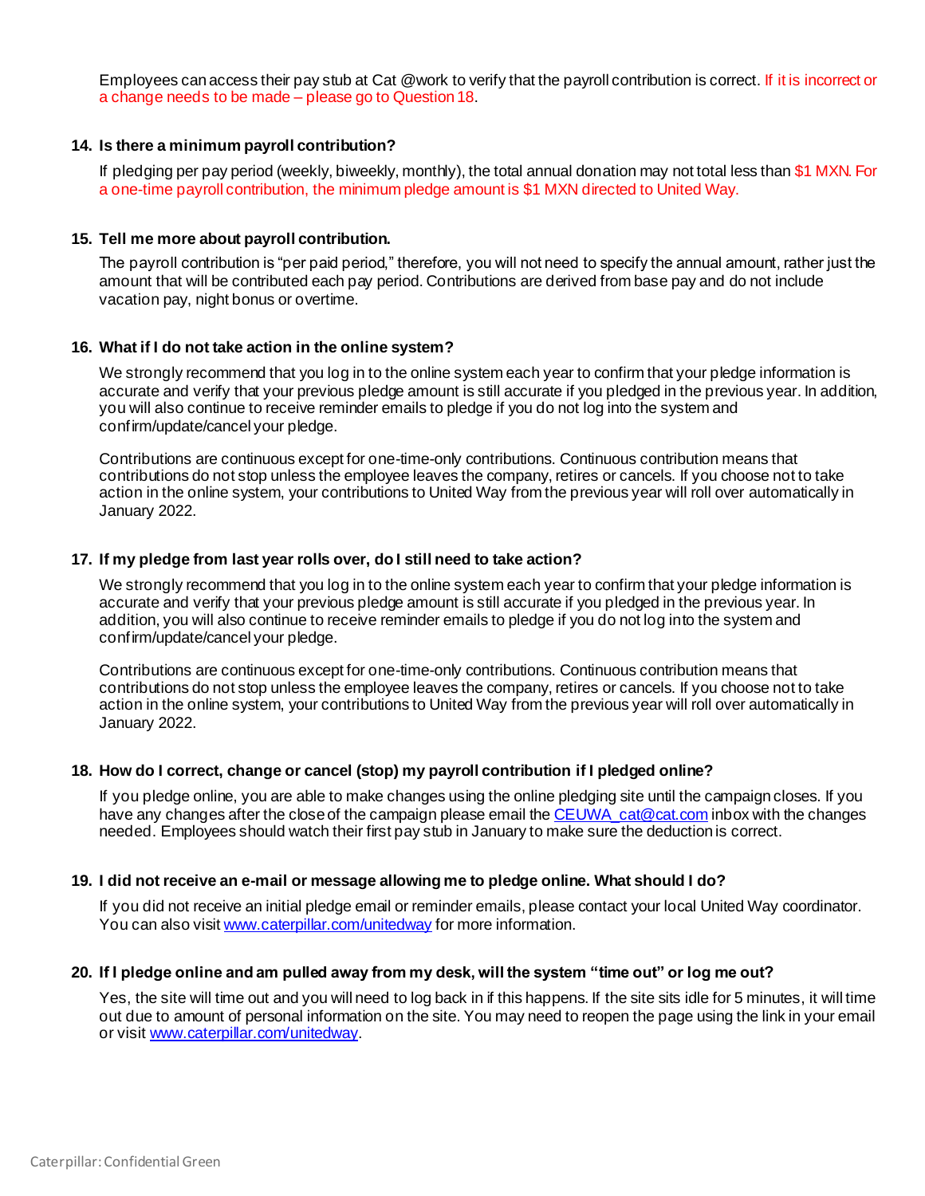Employees can access their pay stub at Cat @work to verify that the payroll contribution is correct. If it is incorrect or a change needs to be made – please go to Question 18.

**14. Is there a minimum payroll contribution?**

If pledging per pay period (weekly, biweekly, monthly), the total annual donation may not total less than $1 MXN. For a one-time payroll contribution, the minimum pledge amount is $1 MXN directed to United Way.

**15. Tell me more about payroll contribution.**

The payroll contribution is "per paid period," therefore, you will not need to specify the annual amount, rather just the amount that will be contributed each pay period. Contributions are derived from base pay and do not include vacation pay, night bonus or overtime.

**16. What if I do not take action in the online system?**

We strongly recommend that you log in to the online system each year to confirm that your pledge information is accurate and verify that your previous pledge amount is still accurate if you pledged in the previous year. In addition, you will also continue to receive reminder emails to pledge if you do not log into the system and confirm/update/cancel your pledge.

Contributions are continuous except for one-time-only contributions. Continuous contribution means that contributions do not stop unless the employee leaves the company, retires or cancels. If you choose not to take action in the online system, your contributions to United Way from the previous year will roll over automatically in January 2022.

**17. If my pledge from last year rolls over, do I still need to take action?**

We strongly recommend that you log in to the online system each year to confirm that your pledge information is accurate and verify that your previous pledge amount is still accurate if you pledged in the previous year. In addition, you will also continue to receive reminder emails to pledge if you do not log into the system and confirm/update/cancel your pledge.

Contributions are continuous except for one-time-only contributions. Continuous contribution means that contributions do not stop unless the employee leaves the company, retires or cancels. If you choose not to take action in the online system, your contributions to United Way from the previous year will roll over automatically in January 2022.

**18. How do I correct, change or cancel (stop) my payroll contribution if I pledged online?**

If you pledge online, you are able to make changes using the online pledging site until the campaign closes. If you have any changes after the close of the campaign please email the CEUWA_cat@cat.com inbox with the changes needed. Employees should watch their first pay stub in January to make sure the deduction is correct.

**19. I did not receive an e-mail or message allowing me to pledge online. What should I do?**

If you did not receive an initial pledge email or reminder emails, please contact your local United Way coordinator. You can also visit www.caterpillar.com/unitedway for more information.

**20. If I pledge online and am pulled away from my desk, will the system "time out" or log me out?**

Yes, the site will time out and you will need to log back in if this happens. If the site sits idle for 5 minutes, it will time out due to amount of personal information on the site. You may need to reopen the page using the link in your email or visit www.caterpillar.com/unitedway.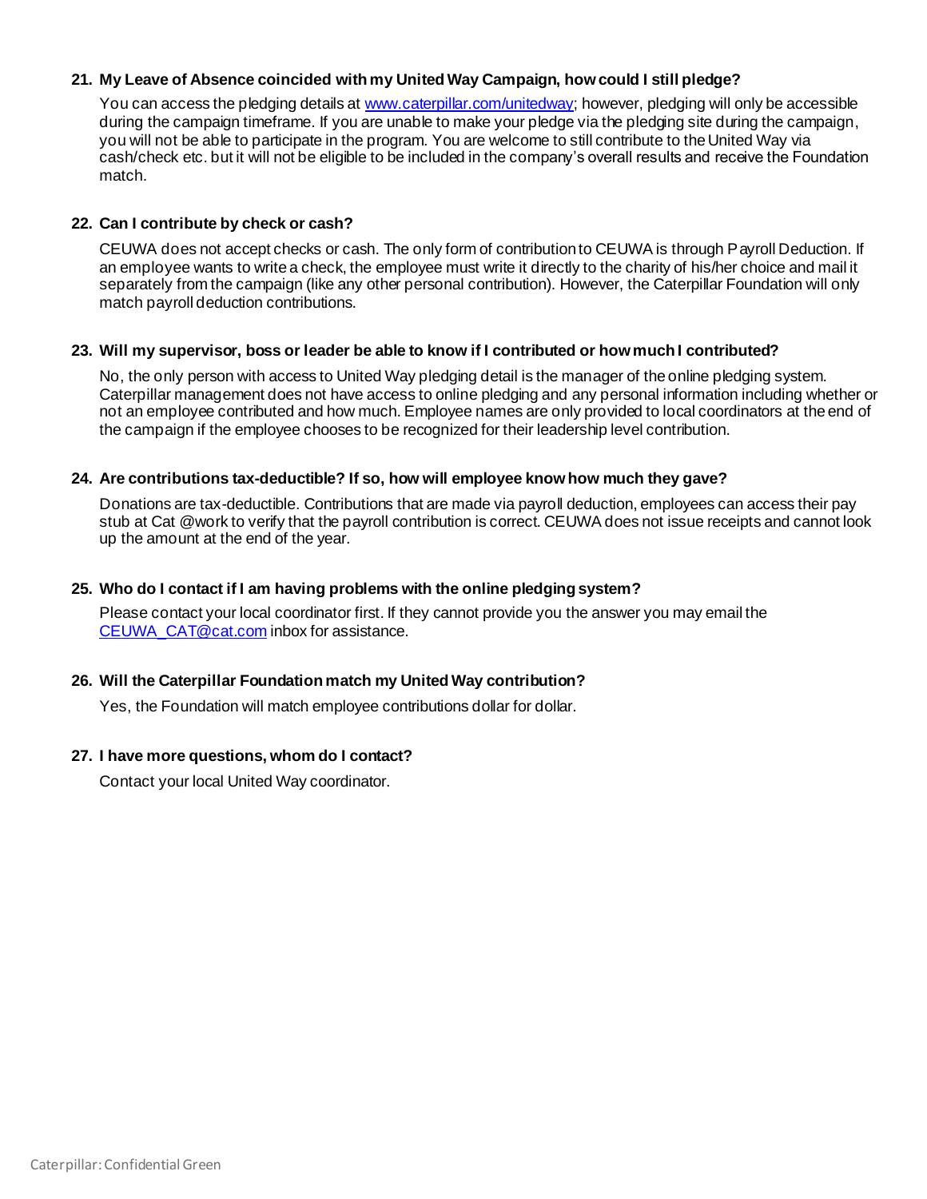**21. My Leave of Absence coincided with my United Way Campaign, how could I still pledge?**

You can access the pledging details at www.caterpillar.com/unitedway; however, pledging will only be accessible during the campaign timeframe. If you are unable to make your pledge via the pledging site during the campaign, you will not be able to participate in the program. You are welcome to still contribute to the United Way via cash/check etc. but it will not be eligible to be included in the company's overall results and receive the Foundation match.

**22. Can I contribute by check or cash?**

CEUWA does not accept checks or cash. The only form of contribution to CEUWA is through Payroll Deduction. If an employee wants to write a check, the employee must write it directly to the charity of his/her choice and mail it separately from the campaign (like any other personal contribution). However, the Caterpillar Foundation will only match payroll deduction contributions.

**23. Will my supervisor, boss or leader be able to know if I contributed or how much I contributed?**

No, the only person with access to United Way pledging detail is the manager of the online pledging system. Caterpillar management does not have access to online pledging and any personal information including whether or not an employee contributed and how much. Employee names are only provided to local coordinators at the end of the campaign if the employee chooses to be recognized for their leadership level contribution.

**24. Are contributions tax-deductible? If so, how will employee know how much they gave?**

Donations are tax-deductible. Contributions that are made via payroll deduction, employees can access their pay stub at Cat @work to verify that the payroll contribution is correct. CEUWA does not issue receipts and cannot look up the amount at the end of the year.

**25. Who do I contact if I am having problems with the online pledging system?**

Please contact your local coordinator first. If they cannot provide you the answer you may email the CEUWA_CAT@cat.com inbox for assistance.

**26. Will the Caterpillar Foundation match my United Way contribution?**

Yes, the Foundation will match employee contributions dollar for dollar.

**27. I have more questions, whom do I contact?**

Contact your local United Way coordinator.